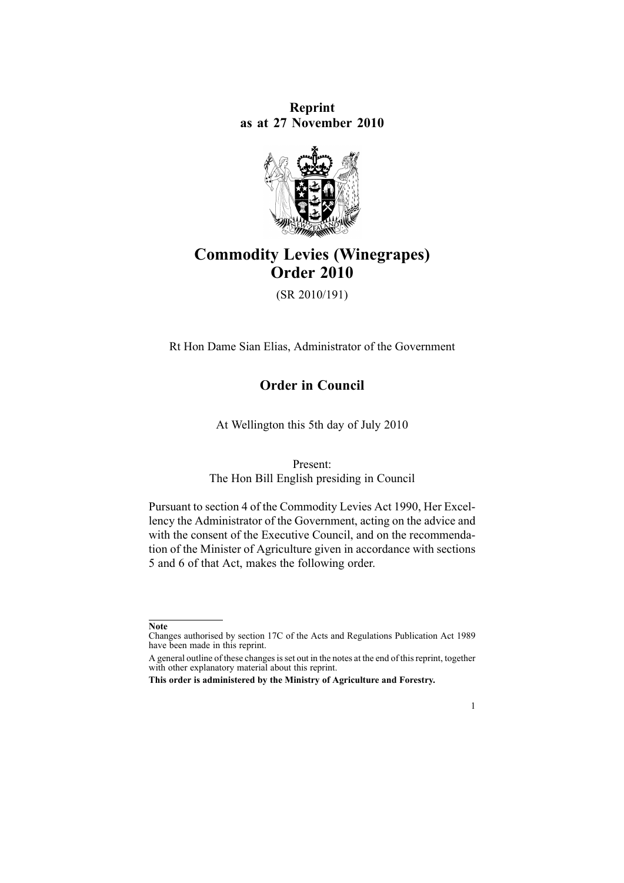**Reprint**
**as at 27 November 2010**

# Commodity Levies (Winegrapes) Order 2010

(SR 2010/191)

Rt Hon Dame Sian Elias, Administrator of the Government

## Order in Council

At Wellington this 5th day of July 2010

Present:
The Hon Bill English presiding in Council

Pursuant to section 4 of the Commodity Levies Act 1990, Her Excellency the Administrator of the Government, acting on the advice and with the consent of the Executive Council, and on the recommendation of the Minister of Agriculture given in accordance with sections 5 and 6 of that Act, makes the following order.

---

**Note**

Changes authorised by section 17C of the Acts and Regulations Publication Act 1989 have been made in this reprint.

A general outline of these changes is set out in the notes at the end of this reprint, together with other explanatory material about this reprint.

**This order is administered by the Ministry of Agriculture and Forestry.**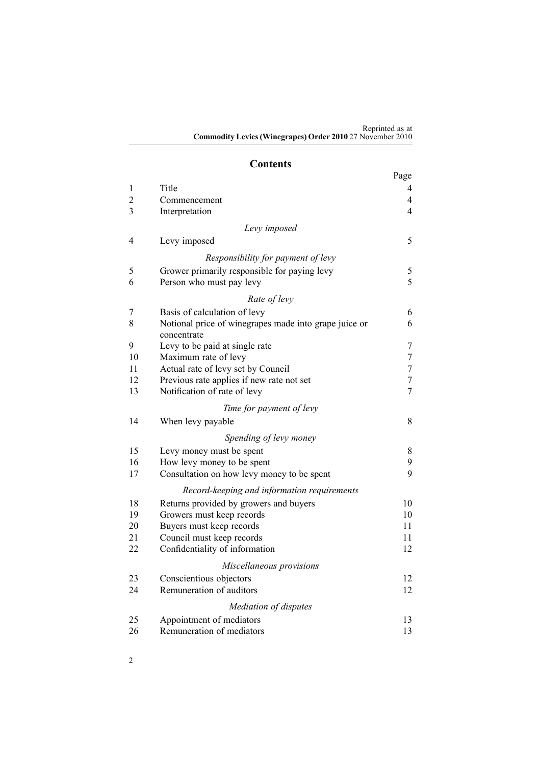## Contents

| | | Page |
|---|---|---|
| 1 | Title | 4 |
| 2 | Commencement | 4 |
| 3 | Interpretation | 4 |
| | *Levy imposed* | |
| 4 | Levy imposed | 5 |
| | *Responsibility for payment of levy* | |
| 5 | Grower primarily responsible for paying levy | 5 |
| 6 | Person who must pay levy | 5 |
| | *Rate of levy* | |
| 7 | Basis of calculation of levy | 6 |
| 8 | Notional price of winegrapes made into grape juice or concentrate | 6 |
| 9 | Levy to be paid at single rate | 7 |
| 10 | Maximum rate of levy | 7 |
| 11 | Actual rate of levy set by Council | 7 |
| 12 | Previous rate applies if new rate not set | 7 |
| 13 | Notification of rate of levy | 7 |
| | *Time for payment of levy* | |
| 14 | When levy payable | 8 |
| | *Spending of levy money* | |
| 15 | Levy money must be spent | 8 |
| 16 | How levy money to be spent | 9 |
| 17 | Consultation on how levy money to be spent | 9 |
| | *Record-keeping and information requirements* | |
| 18 | Returns provided by growers and buyers | 10 |
| 19 | Growers must keep records | 10 |
| 20 | Buyers must keep records | 11 |
| 21 | Council must keep records | 11 |
| 22 | Confidentiality of information | 12 |
| | *Miscellaneous provisions* | |
| 23 | Conscientious objectors | 12 |
| 24 | Remuneration of auditors | 12 |
| | *Mediation of disputes* | |
| 25 | Appointment of mediators | 13 |
| 26 | Remuneration of mediators | 13 |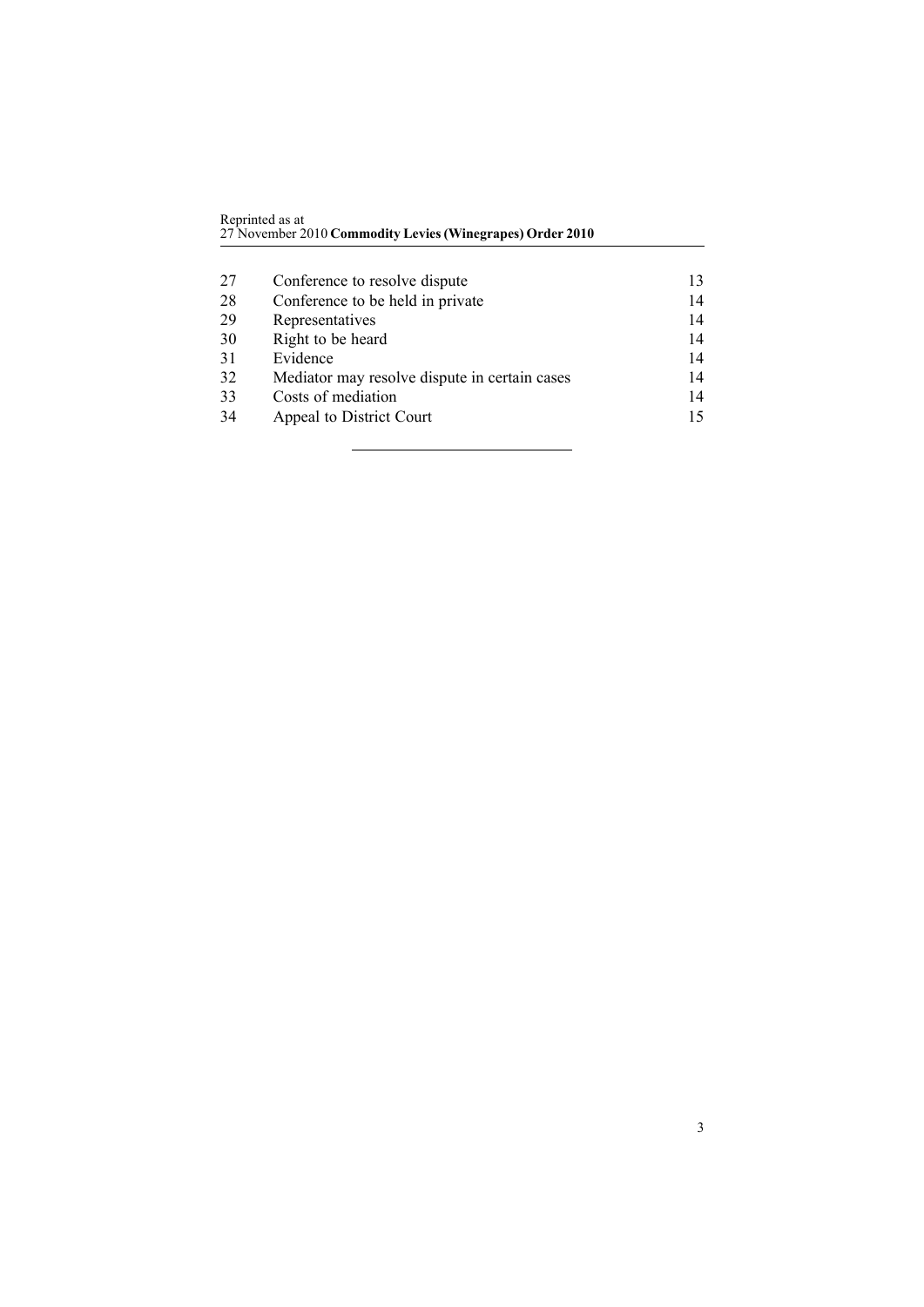| | | |
|---|---|---|
| 27 | Conference to resolve dispute | 13 |
| 28 | Conference to be held in private | 14 |
| 29 | Representatives | 14 |
| 30 | Right to be heard | 14 |
| 31 | Evidence | 14 |
| 32 | Mediator may resolve dispute in certain cases | 14 |
| 33 | Costs of mediation | 14 |
| 34 | Appeal to District Court | 15 |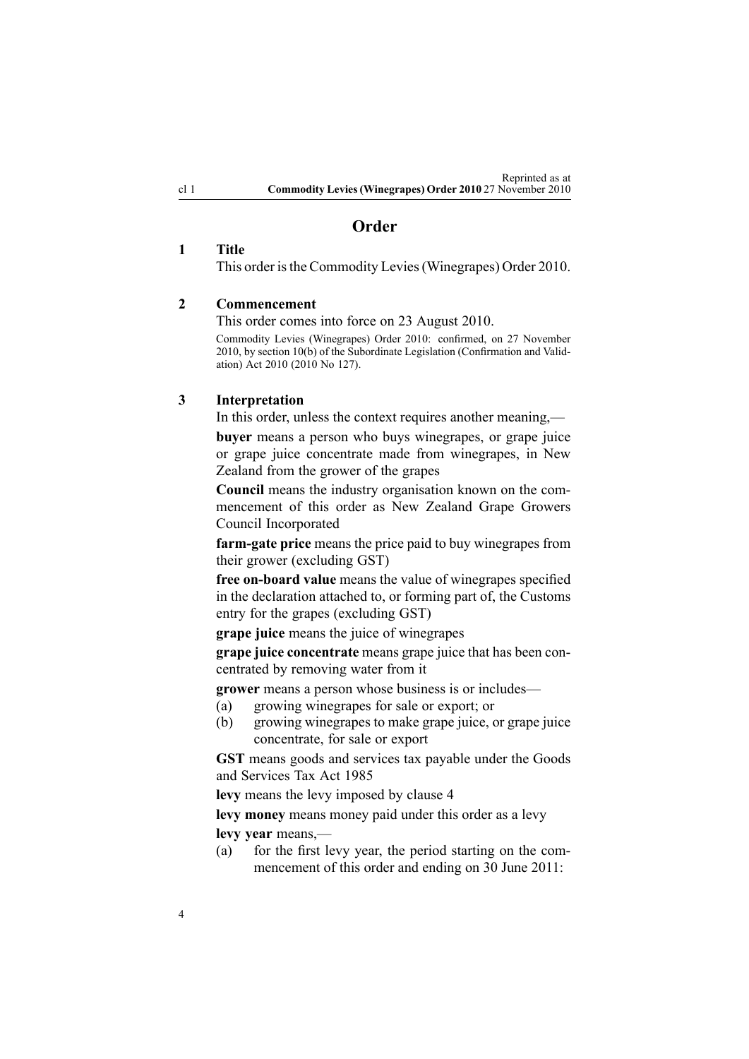# Order

## 1 Title

This order is the Commodity Levies (Winegrapes) Order 2010.

## 2 Commencement

This order comes into force on 23 August 2010.

Commodity Levies (Winegrapes) Order 2010: confirmed, on 27 November 2010, by section 10(b) of the Subordinate Legislation (Confirmation and Validation) Act 2010 (2010 No 127).

## 3 Interpretation

In this order, unless the context requires another meaning,—

**buyer** means a person who buys winegrapes, or grape juice or grape juice concentrate made from winegrapes, in New Zealand from the grower of the grapes

**Council** means the industry organisation known on the commencement of this order as New Zealand Grape Growers Council Incorporated

**farm-gate price** means the price paid to buy winegrapes from their grower (excluding GST)

**free on-board value** means the value of winegrapes specified in the declaration attached to, or forming part of, the Customs entry for the grapes (excluding GST)

**grape juice** means the juice of winegrapes

**grape juice concentrate** means grape juice that has been concentrated by removing water from it

**grower** means a person whose business is or includes—

(a) growing winegrapes for sale or export; or

(b) growing winegrapes to make grape juice, or grape juice concentrate, for sale or export

**GST** means goods and services tax payable under the Goods and Services Tax Act 1985

**levy** means the levy imposed by clause 4

**levy money** means money paid under this order as a levy

**levy year** means,—

(a) for the first levy year, the period starting on the commencement of this order and ending on 30 June 2011: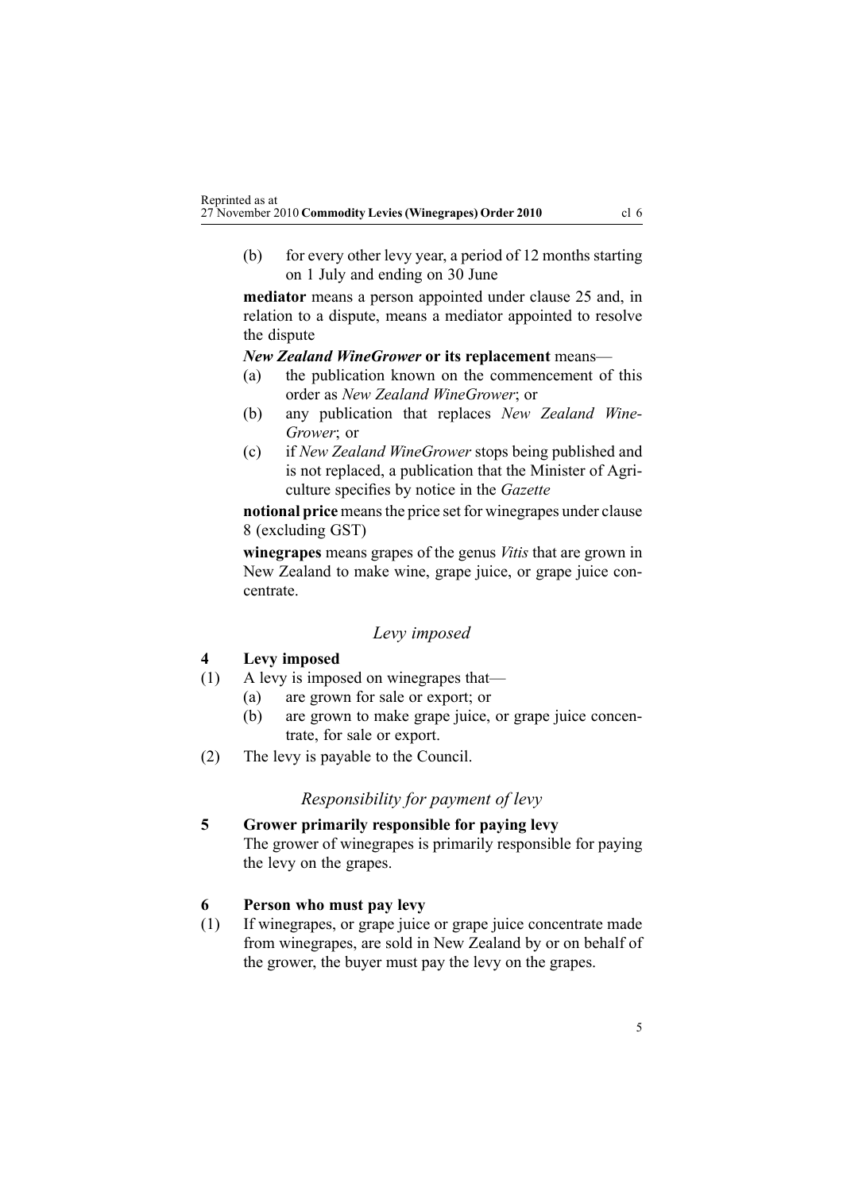(b) for every other levy year, a period of 12 months starting on 1 July and ending on 30 June

**mediator** means a person appointed under clause 25 and, in relation to a dispute, means a mediator appointed to resolve the dispute

***New Zealand WineGrower* or its replacement** means—

(a) the publication known on the commencement of this order as *New Zealand WineGrower*; or

(b) any publication that replaces *New Zealand WineGrower*; or

(c) if *New Zealand WineGrower* stops being published and is not replaced, a publication that the Minister of Agriculture specifies by notice in the *Gazette*

**notional price** means the price set for winegrapes under clause 8 (excluding GST)

**winegrapes** means grapes of the genus *Vitis* that are grown in New Zealand to make wine, grape juice, or grape juice concentrate.

## *Levy imposed*

### 4 Levy imposed

(1) A levy is imposed on winegrapes that—

(a) are grown for sale or export; or

(b) are grown to make grape juice, or grape juice concentrate, for sale or export.

(2) The levy is payable to the Council.

## *Responsibility for payment of levy*

### 5 Grower primarily responsible for paying levy

The grower of winegrapes is primarily responsible for paying the levy on the grapes.

### 6 Person who must pay levy

(1) If winegrapes, or grape juice or grape juice concentrate made from winegrapes, are sold in New Zealand by or on behalf of the grower, the buyer must pay the levy on the grapes.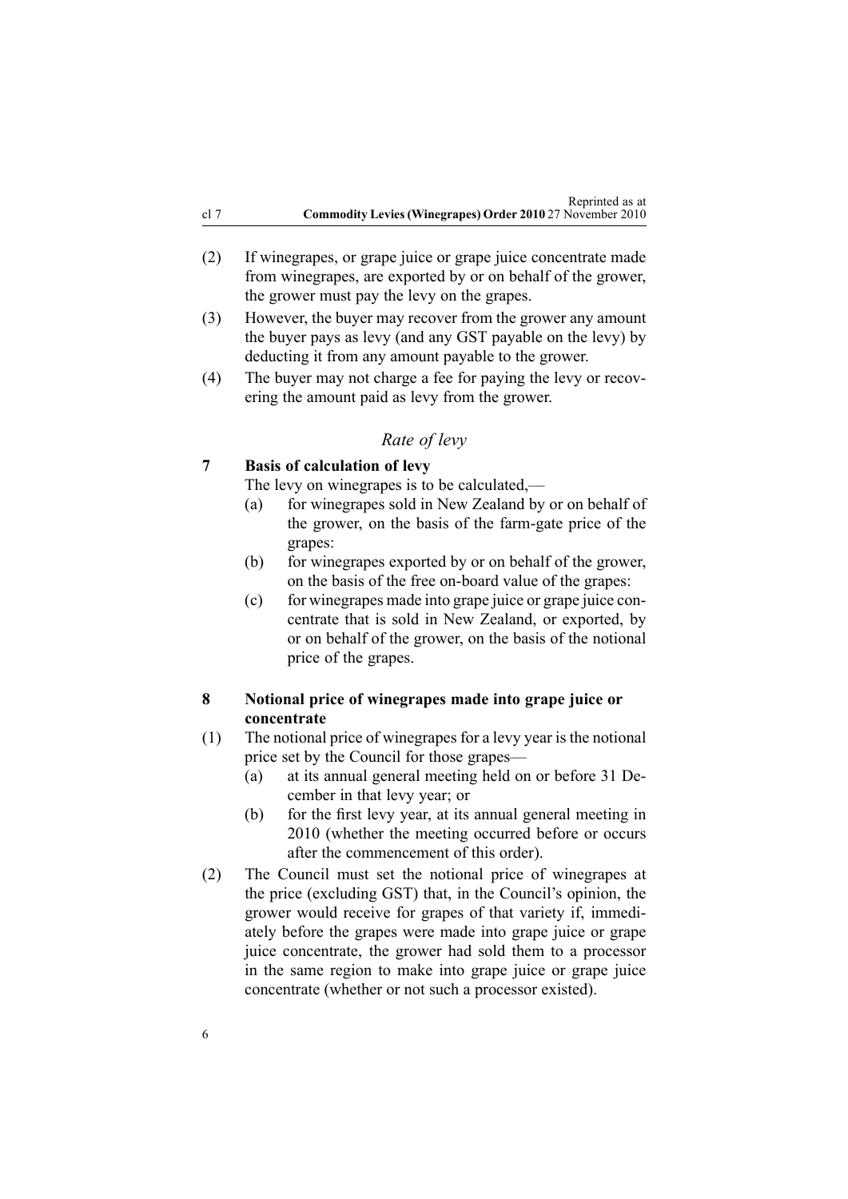(2) If winegrapes, or grape juice or grape juice concentrate made from winegrapes, are exported by or on behalf of the grower, the grower must pay the levy on the grapes.

(3) However, the buyer may recover from the grower any amount the buyer pays as levy (and any GST payable on the levy) by deducting it from any amount payable to the grower.

(4) The buyer may not charge a fee for paying the levy or recovering the amount paid as levy from the grower.

*Rate of levy*

**7 Basis of calculation of levy**

The levy on winegrapes is to be calculated,—

(a) for winegrapes sold in New Zealand by or on behalf of the grower, on the basis of the farm-gate price of the grapes:

(b) for winegrapes exported by or on behalf of the grower, on the basis of the free on-board value of the grapes:

(c) for winegrapes made into grape juice or grape juice concentrate that is sold in New Zealand, or exported, by or on behalf of the grower, on the basis of the notional price of the grapes.

**8 Notional price of winegrapes made into grape juice or concentrate**

(1) The notional price of winegrapes for a levy year is the notional price set by the Council for those grapes—

(a) at its annual general meeting held on or before 31 December in that levy year; or

(b) for the first levy year, at its annual general meeting in 2010 (whether the meeting occurred before or occurs after the commencement of this order).

(2) The Council must set the notional price of winegrapes at the price (excluding GST) that, in the Council's opinion, the grower would receive for grapes of that variety if, immediately before the grapes were made into grape juice or grape juice concentrate, the grower had sold them to a processor in the same region to make into grape juice or grape juice concentrate (whether or not such a processor existed).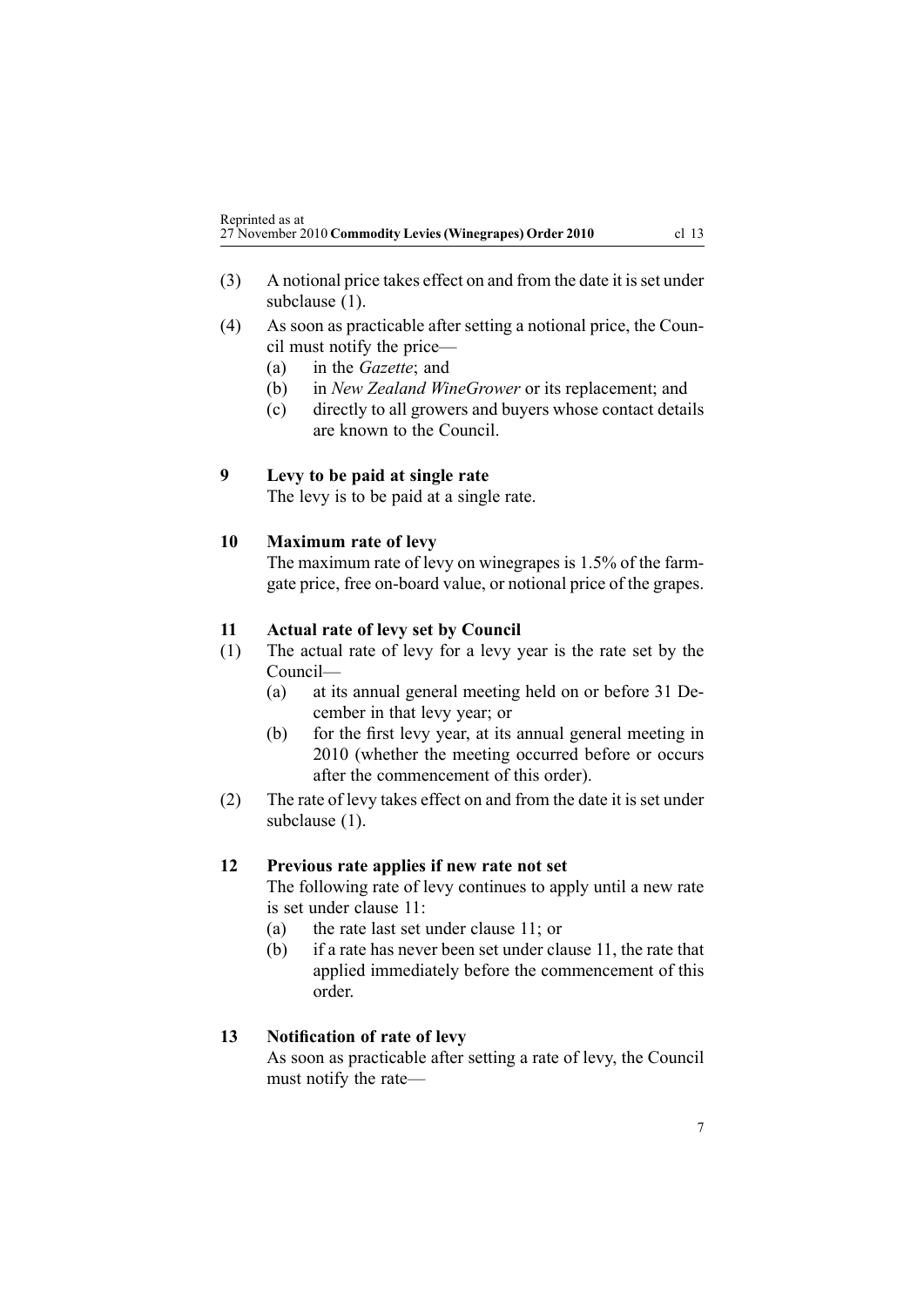(3) A notional price takes effect on and from the date it is set under subclause (1).

(4) As soon as practicable after setting a notional price, the Council must notify the price—

  (a) in the *Gazette*; and

  (b) in *New Zealand WineGrower* or its replacement; and

  (c) directly to all growers and buyers whose contact details are known to the Council.

### 9 Levy to be paid at single rate

The levy is to be paid at a single rate.

### 10 Maximum rate of levy

The maximum rate of levy on winegrapes is 1.5% of the farm-gate price, free on-board value, or notional price of the grapes.

### 11 Actual rate of levy set by Council

(1) The actual rate of levy for a levy year is the rate set by the Council—

  (a) at its annual general meeting held on or before 31 December in that levy year; or

  (b) for the first levy year, at its annual general meeting in 2010 (whether the meeting occurred before or occurs after the commencement of this order).

(2) The rate of levy takes effect on and from the date it is set under subclause (1).

### 12 Previous rate applies if new rate not set

The following rate of levy continues to apply until a new rate is set under clause 11:

  (a) the rate last set under clause 11; or

  (b) if a rate has never been set under clause 11, the rate that applied immediately before the commencement of this order.

### 13 Notification of rate of levy

As soon as practicable after setting a rate of levy, the Council must notify the rate—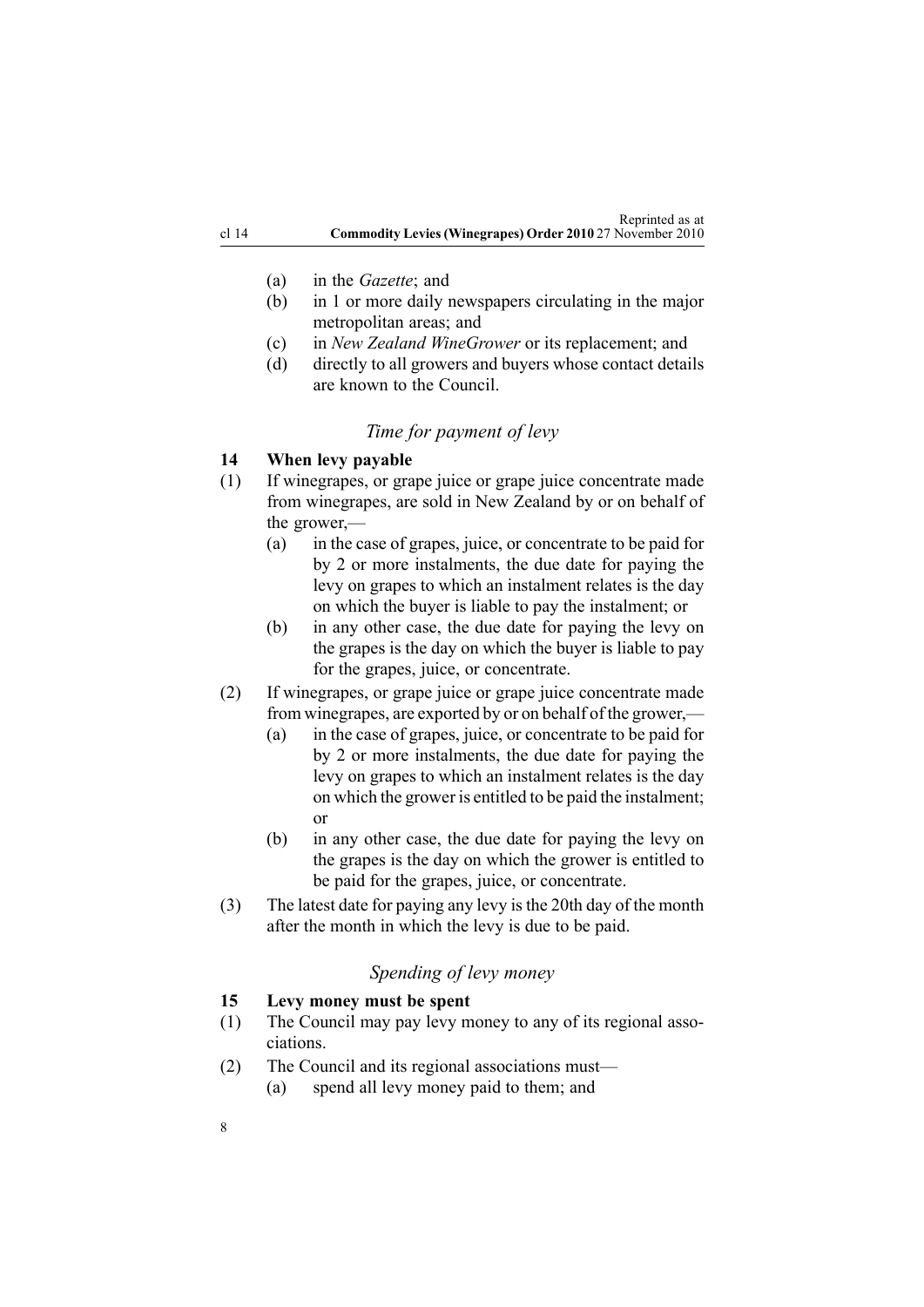- (a) in the *Gazette*; and
- (b) in 1 or more daily newspapers circulating in the major metropolitan areas; and
- (c) in *New Zealand WineGrower* or its replacement; and
- (d) directly to all growers and buyers whose contact details are known to the Council.

### *Time for payment of levy*

**14 When levy payable**

(1) If winegrapes, or grape juice or grape juice concentrate made from winegrapes, are sold in New Zealand by or on behalf of the grower,—

- (a) in the case of grapes, juice, or concentrate to be paid for by 2 or more instalments, the due date for paying the levy on grapes to which an instalment relates is the day on which the buyer is liable to pay the instalment; or
- (b) in any other case, the due date for paying the levy on the grapes is the day on which the buyer is liable to pay for the grapes, juice, or concentrate.

(2) If winegrapes, or grape juice or grape juice concentrate made from winegrapes, are exported by or on behalf of the grower,—

- (a) in the case of grapes, juice, or concentrate to be paid for by 2 or more instalments, the due date for paying the levy on grapes to which an instalment relates is the day on which the grower is entitled to be paid the instalment; or
- (b) in any other case, the due date for paying the levy on the grapes is the day on which the grower is entitled to be paid for the grapes, juice, or concentrate.

(3) The latest date for paying any levy is the 20th day of the month after the month in which the levy is due to be paid.

### *Spending of levy money*

**15 Levy money must be spent**

(1) The Council may pay levy money to any of its regional associations.

(2) The Council and its regional associations must—

- (a) spend all levy money paid to them; and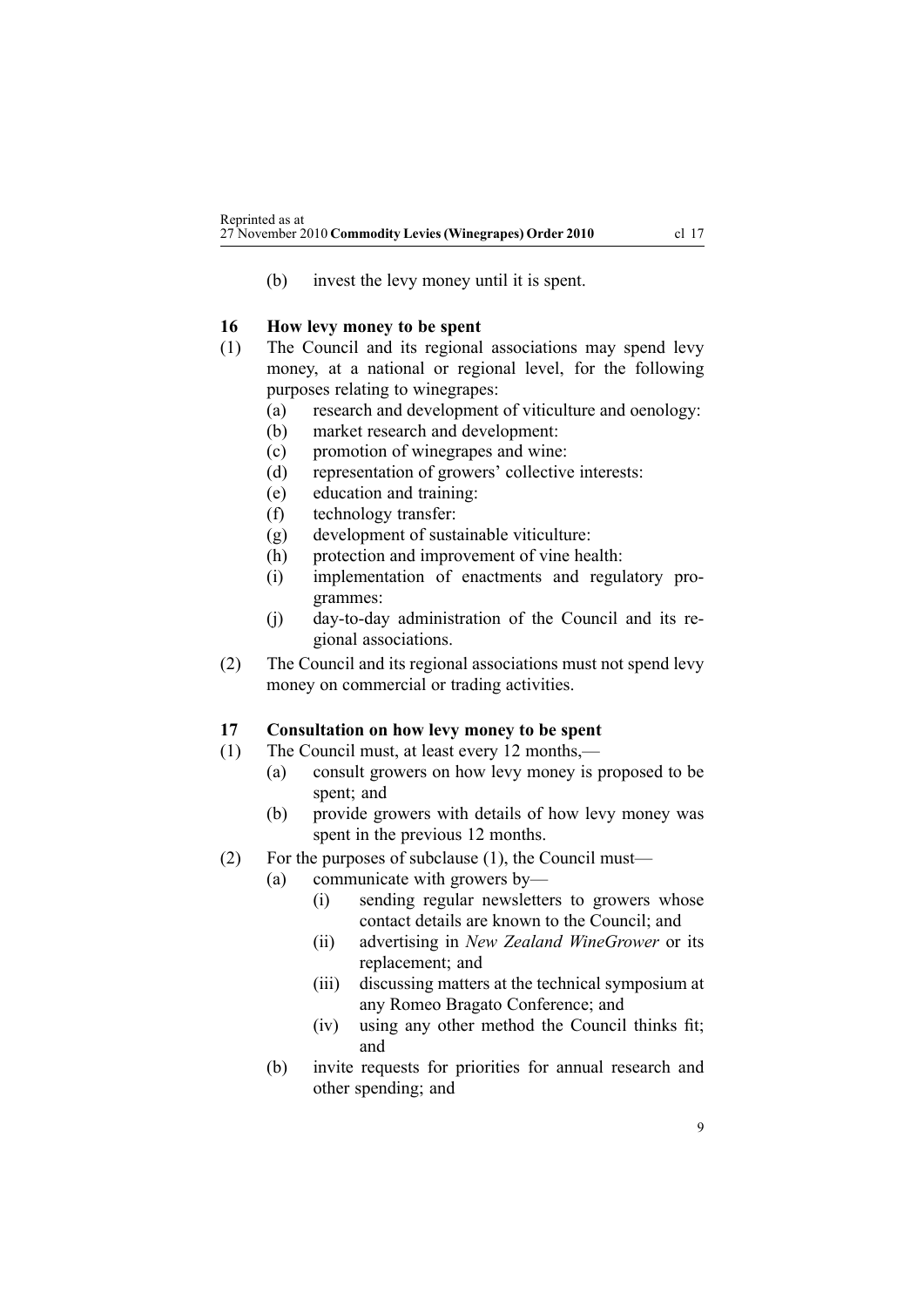(b) invest the levy money until it is spent.

### 16 How levy money to be spent

(1) The Council and its regional associations may spend levy money, at a national or regional level, for the following purposes relating to winegrapes:

  (a) research and development of viticulture and oenology:

  (b) market research and development:

  (c) promotion of winegrapes and wine:

  (d) representation of growers' collective interests:

  (e) education and training:

  (f) technology transfer:

  (g) development of sustainable viticulture:

  (h) protection and improvement of vine health:

  (i) implementation of enactments and regulatory programmes:

  (j) day-to-day administration of the Council and its regional associations.

(2) The Council and its regional associations must not spend levy money on commercial or trading activities.

### 17 Consultation on how levy money to be spent

(1) The Council must, at least every 12 months,—

  (a) consult growers on how levy money is proposed to be spent; and

  (b) provide growers with details of how levy money was spent in the previous 12 months.

(2) For the purposes of subclause (1), the Council must—

  (a) communicate with growers by—

    (i) sending regular newsletters to growers whose contact details are known to the Council; and

    (ii) advertising in *New Zealand WineGrower* or its replacement; and

    (iii) discussing matters at the technical symposium at any Romeo Bragato Conference; and

    (iv) using any other method the Council thinks fit; and

  (b) invite requests for priorities for annual research and other spending; and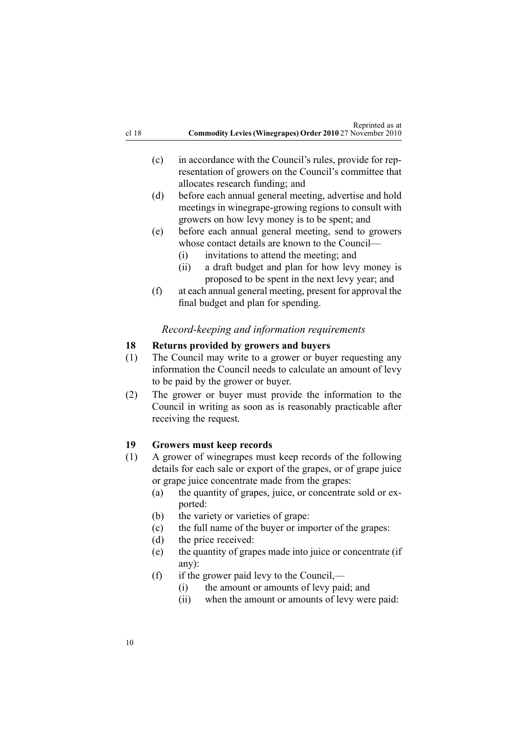(c) in accordance with the Council's rules, provide for representation of growers on the Council's committee that allocates research funding; and

(d) before each annual general meeting, advertise and hold meetings in winegrape-growing regions to consult with growers on how levy money is to be spent; and

(e) before each annual general meeting, send to growers whose contact details are known to the Council—

  (i) invitations to attend the meeting; and

  (ii) a draft budget and plan for how levy money is proposed to be spent in the next levy year; and

(f) at each annual general meeting, present for approval the final budget and plan for spending.

*Record-keeping and information requirements*

**18 Returns provided by growers and buyers**

(1) The Council may write to a grower or buyer requesting any information the Council needs to calculate an amount of levy to be paid by the grower or buyer.

(2) The grower or buyer must provide the information to the Council in writing as soon as is reasonably practicable after receiving the request.

**19 Growers must keep records**

(1) A grower of winegrapes must keep records of the following details for each sale or export of the grapes, or of grape juice or grape juice concentrate made from the grapes:

  (a) the quantity of grapes, juice, or concentrate sold or exported:

  (b) the variety or varieties of grape:

  (c) the full name of the buyer or importer of the grapes:

  (d) the price received:

  (e) the quantity of grapes made into juice or concentrate (if any):

  (f) if the grower paid levy to the Council,—

    (i) the amount or amounts of levy paid; and

    (ii) when the amount or amounts of levy were paid: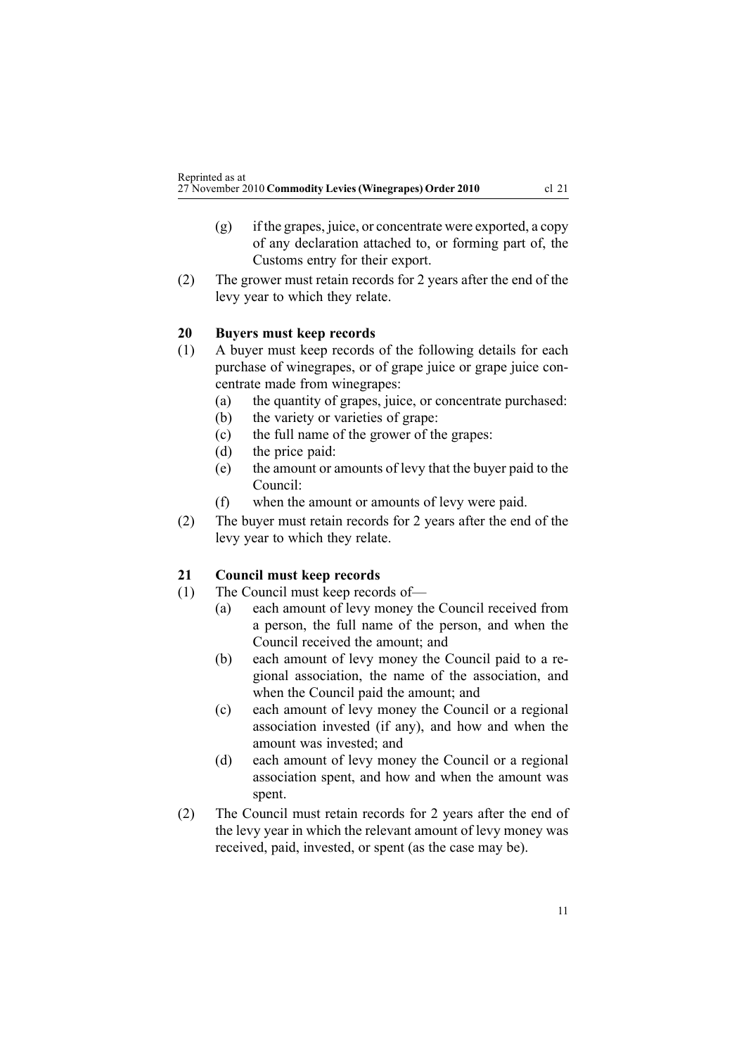- (g) if the grapes, juice, or concentrate were exported, a copy of any declaration attached to, or forming part of, the Customs entry for their export.

(2) The grower must retain records for 2 years after the end of the levy year to which they relate.

### 20 Buyers must keep records

(1) A buyer must keep records of the following details for each purchase of winegrapes, or of grape juice or grape juice concentrate made from winegrapes:

- (a) the quantity of grapes, juice, or concentrate purchased:
- (b) the variety or varieties of grape:
- (c) the full name of the grower of the grapes:
- (d) the price paid:
- (e) the amount or amounts of levy that the buyer paid to the Council:
- (f) when the amount or amounts of levy were paid.

(2) The buyer must retain records for 2 years after the end of the levy year to which they relate.

### 21 Council must keep records

(1) The Council must keep records of—

- (a) each amount of levy money the Council received from a person, the full name of the person, and when the Council received the amount; and
- (b) each amount of levy money the Council paid to a regional association, the name of the association, and when the Council paid the amount; and
- (c) each amount of levy money the Council or a regional association invested (if any), and how and when the amount was invested; and
- (d) each amount of levy money the Council or a regional association spent, and how and when the amount was spent.

(2) The Council must retain records for 2 years after the end of the levy year in which the relevant amount of levy money was received, paid, invested, or spent (as the case may be).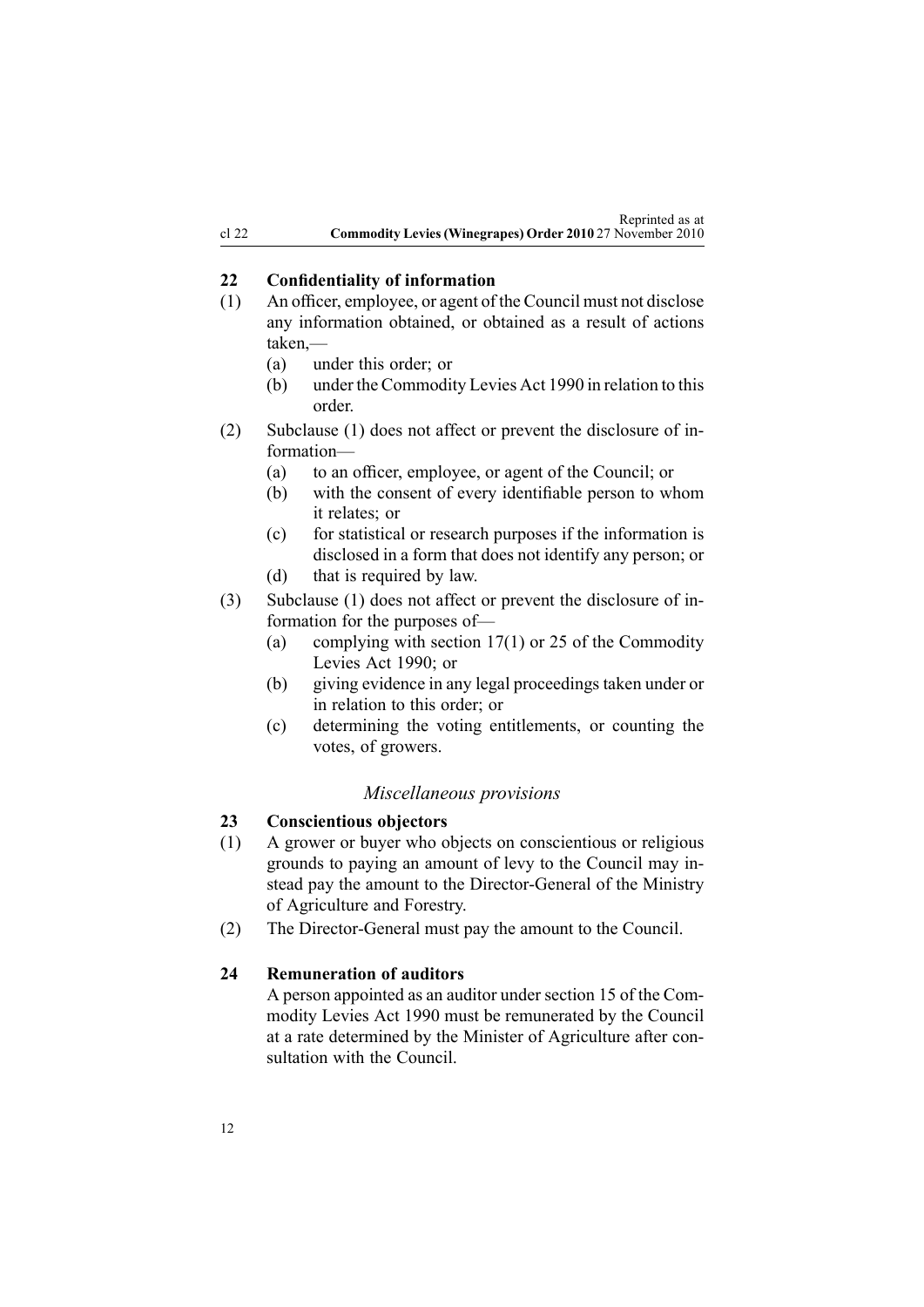### 22 Confidentiality of information

(1) An officer, employee, or agent of the Council must not disclose any information obtained, or obtained as a result of actions taken,—

- (a) under this order; or
- (b) under the Commodity Levies Act 1990 in relation to this order.

(2) Subclause (1) does not affect or prevent the disclosure of information—

- (a) to an officer, employee, or agent of the Council; or
- (b) with the consent of every identifiable person to whom it relates; or
- (c) for statistical or research purposes if the information is disclosed in a form that does not identify any person; or
- (d) that is required by law.

(3) Subclause (1) does not affect or prevent the disclosure of information for the purposes of—

- (a) complying with section 17(1) or 25 of the Commodity Levies Act 1990; or
- (b) giving evidence in any legal proceedings taken under or in relation to this order; or
- (c) determining the voting entitlements, or counting the votes, of growers.

*Miscellaneous provisions*

### 23 Conscientious objectors

(1) A grower or buyer who objects on conscientious or religious grounds to paying an amount of levy to the Council may instead pay the amount to the Director-General of the Ministry of Agriculture and Forestry.

(2) The Director-General must pay the amount to the Council.

### 24 Remuneration of auditors

A person appointed as an auditor under section 15 of the Commodity Levies Act 1990 must be remunerated by the Council at a rate determined by the Minister of Agriculture after consultation with the Council.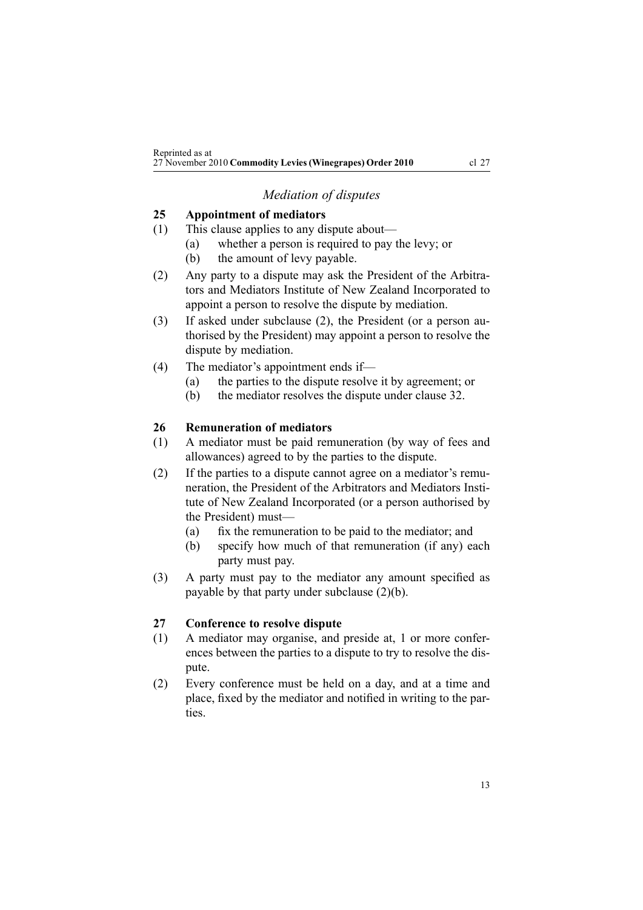## *Mediation of disputes*

### 25 Appointment of mediators

(1) This clause applies to any dispute about—

   (a) whether a person is required to pay the levy; or

   (b) the amount of levy payable.

(2) Any party to a dispute may ask the President of the Arbitrators and Mediators Institute of New Zealand Incorporated to appoint a person to resolve the dispute by mediation.

(3) If asked under subclause (2), the President (or a person authorised by the President) may appoint a person to resolve the dispute by mediation.

(4) The mediator's appointment ends if—

   (a) the parties to the dispute resolve it by agreement; or

   (b) the mediator resolves the dispute under clause 32.

### 26 Remuneration of mediators

(1) A mediator must be paid remuneration (by way of fees and allowances) agreed to by the parties to the dispute.

(2) If the parties to a dispute cannot agree on a mediator's remuneration, the President of the Arbitrators and Mediators Institute of New Zealand Incorporated (or a person authorised by the President) must—

   (a) fix the remuneration to be paid to the mediator; and

   (b) specify how much of that remuneration (if any) each party must pay.

(3) A party must pay to the mediator any amount specified as payable by that party under subclause (2)(b).

### 27 Conference to resolve dispute

(1) A mediator may organise, and preside at, 1 or more conferences between the parties to a dispute to try to resolve the dispute.

(2) Every conference must be held on a day, and at a time and place, fixed by the mediator and notified in writing to the parties.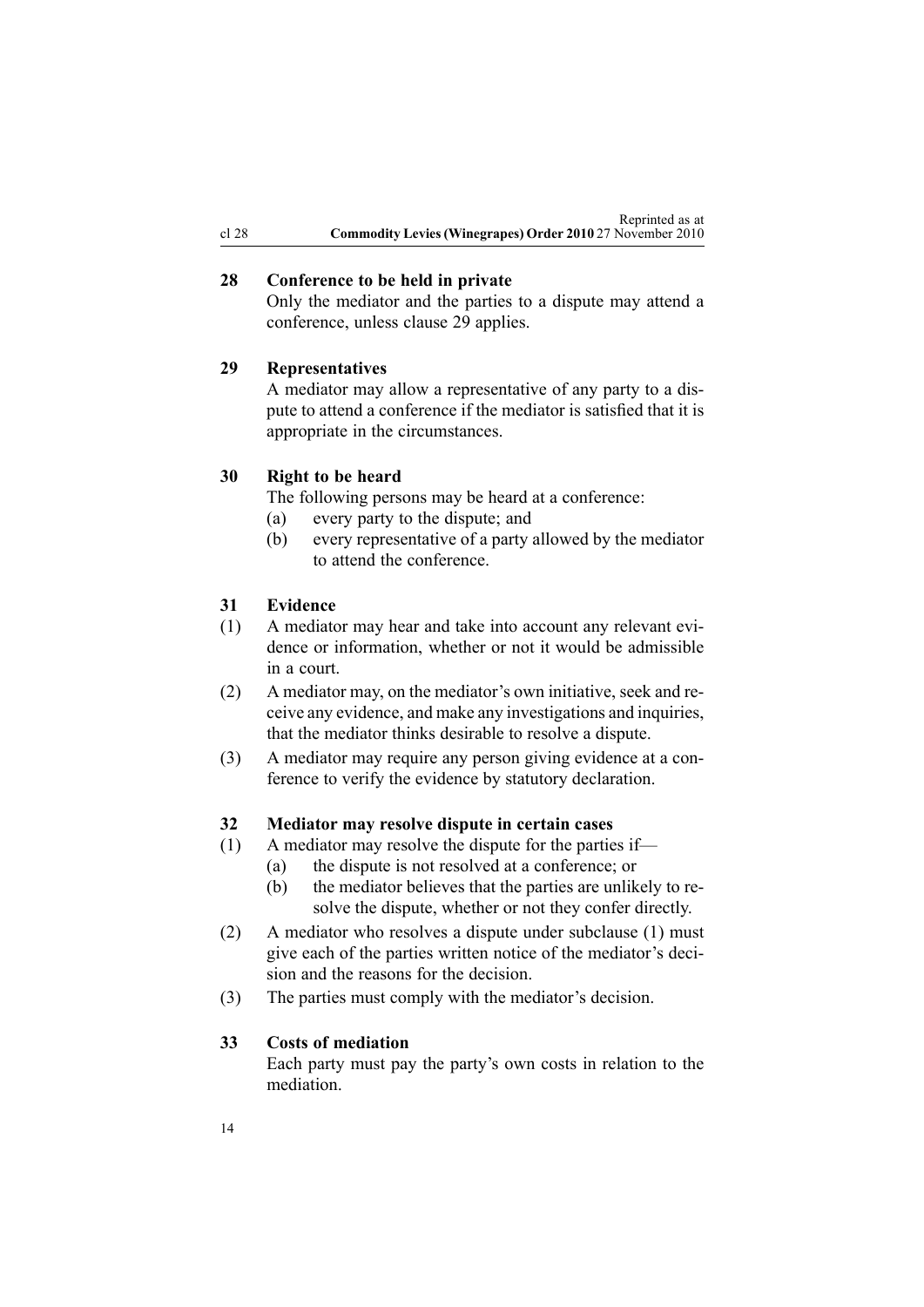## 28 Conference to be held in private

Only the mediator and the parties to a dispute may attend a conference, unless clause 29 applies.

## 29 Representatives

A mediator may allow a representative of any party to a dispute to attend a conference if the mediator is satisfied that it is appropriate in the circumstances.

## 30 Right to be heard

The following persons may be heard at a conference:

- (a) every party to the dispute; and
- (b) every representative of a party allowed by the mediator to attend the conference.

## 31 Evidence

(1) A mediator may hear and take into account any relevant evidence or information, whether or not it would be admissible in a court.

(2) A mediator may, on the mediator's own initiative, seek and receive any evidence, and make any investigations and inquiries, that the mediator thinks desirable to resolve a dispute.

(3) A mediator may require any person giving evidence at a conference to verify the evidence by statutory declaration.

## 32 Mediator may resolve dispute in certain cases

(1) A mediator may resolve the dispute for the parties if—

- (a) the dispute is not resolved at a conference; or
- (b) the mediator believes that the parties are unlikely to resolve the dispute, whether or not they confer directly.

(2) A mediator who resolves a dispute under subclause (1) must give each of the parties written notice of the mediator's decision and the reasons for the decision.

(3) The parties must comply with the mediator's decision.

## 33 Costs of mediation

Each party must pay the party's own costs in relation to the mediation.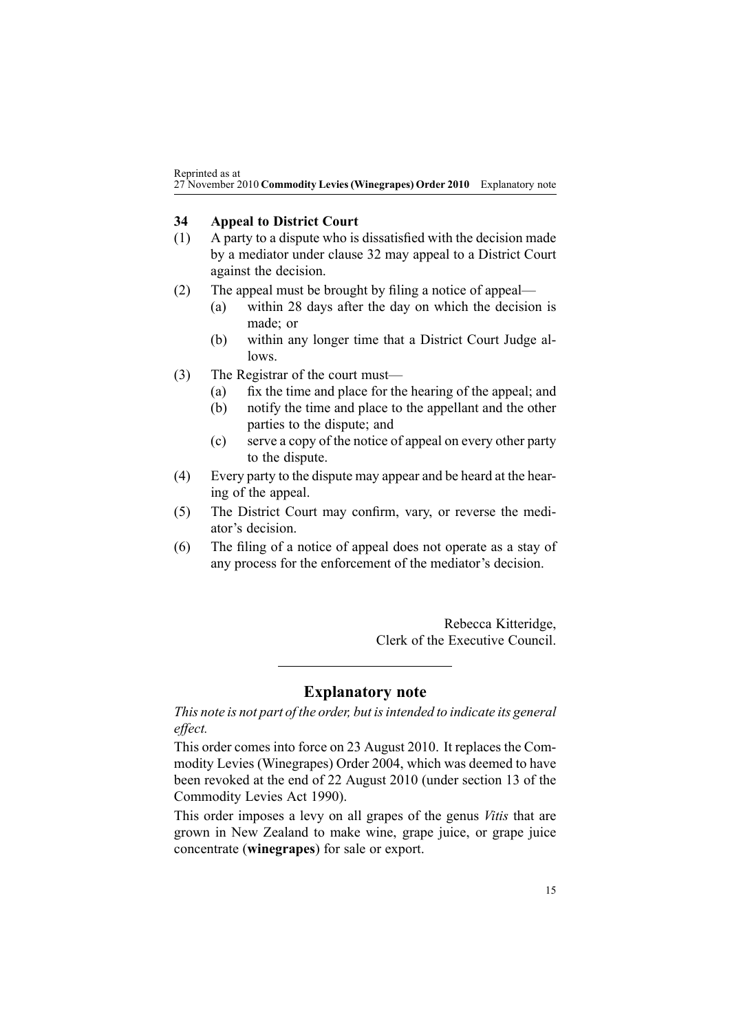### 34 Appeal to District Court

(1) A party to a dispute who is dissatisfied with the decision made by a mediator under clause 32 may appeal to a District Court against the decision.

(2) The appeal must be brought by filing a notice of appeal—

  (a) within 28 days after the day on which the decision is made; or

  (b) within any longer time that a District Court Judge allows.

(3) The Registrar of the court must—

  (a) fix the time and place for the hearing of the appeal; and

  (b) notify the time and place to the appellant and the other parties to the dispute; and

  (c) serve a copy of the notice of appeal on every other party to the dispute.

(4) Every party to the dispute may appear and be heard at the hearing of the appeal.

(5) The District Court may confirm, vary, or reverse the mediator's decision.

(6) The filing of a notice of appeal does not operate as a stay of any process for the enforcement of the mediator's decision.

Rebecca Kitteridge,
Clerk of the Executive Council.

## Explanatory note

*This note is not part of the order, but is intended to indicate its general effect.*

This order comes into force on 23 August 2010. It replaces the Commodity Levies (Winegrapes) Order 2004, which was deemed to have been revoked at the end of 22 August 2010 (under section 13 of the Commodity Levies Act 1990).

This order imposes a levy on all grapes of the genus *Vitis* that are grown in New Zealand to make wine, grape juice, or grape juice concentrate (**winegrapes**) for sale or export.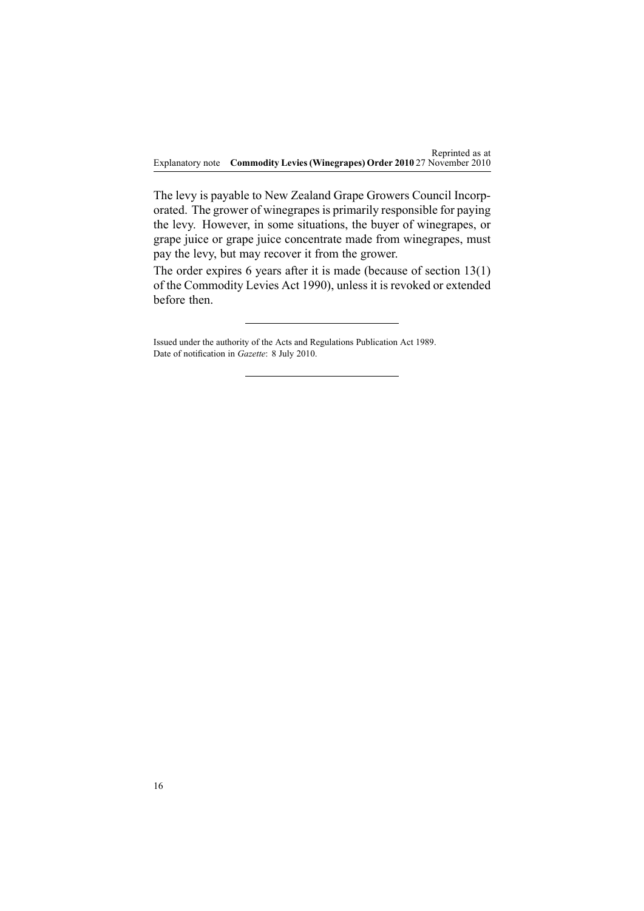The levy is payable to New Zealand Grape Growers Council Incorporated. The grower of winegrapes is primarily responsible for paying the levy. However, in some situations, the buyer of winegrapes, or grape juice or grape juice concentrate made from winegrapes, must pay the levy, but may recover it from the grower.

The order expires 6 years after it is made (because of section 13(1) of the Commodity Levies Act 1990), unless it is revoked or extended before then.

---

Issued under the authority of the Acts and Regulations Publication Act 1989.
Date of notification in *Gazette*: 8 July 2010.

---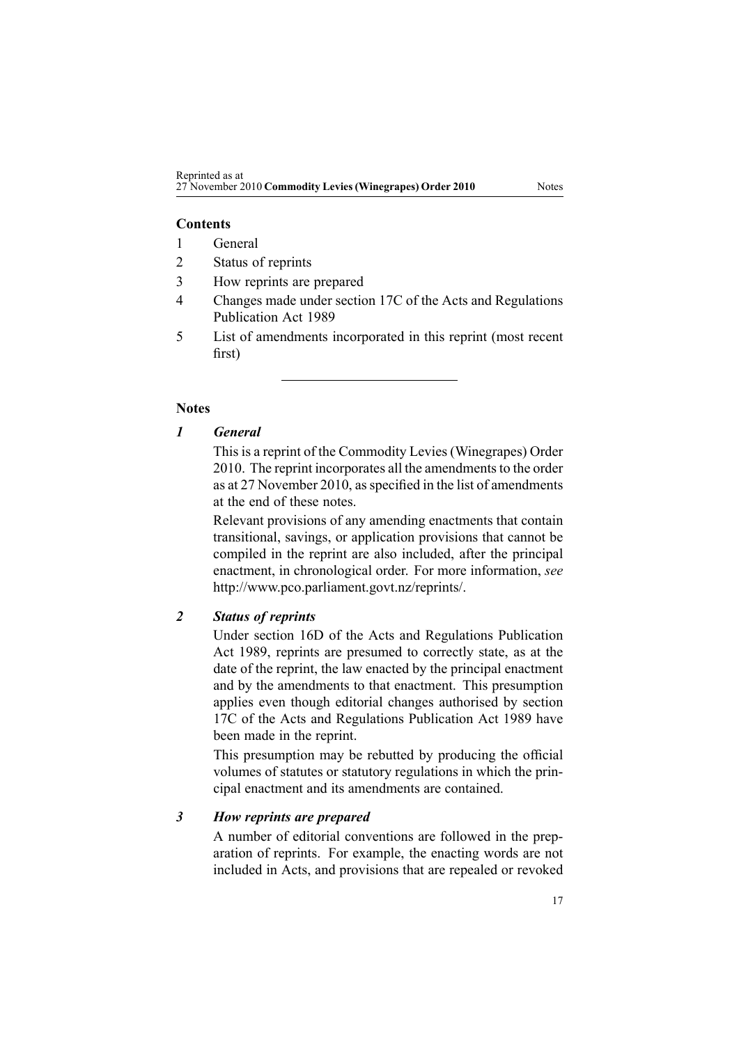**Contents**

1. General
2. Status of reprints
3. How reprints are prepared
4. Changes made under section 17C of the Acts and Regulations Publication Act 1989
5. List of amendments incorporated in this reprint (most recent first)

---

**Notes**

### *1 General*

This is a reprint of the Commodity Levies (Winegrapes) Order 2010. The reprint incorporates all the amendments to the order as at 27 November 2010, as specified in the list of amendments at the end of these notes.

Relevant provisions of any amending enactments that contain transitional, savings, or application provisions that cannot be compiled in the reprint are also included, after the principal enactment, in chronological order. For more information, *see* http://www.pco.parliament.govt.nz/reprints/.

### *2 Status of reprints*

Under section 16D of the Acts and Regulations Publication Act 1989, reprints are presumed to correctly state, as at the date of the reprint, the law enacted by the principal enactment and by the amendments to that enactment. This presumption applies even though editorial changes authorised by section 17C of the Acts and Regulations Publication Act 1989 have been made in the reprint.

This presumption may be rebutted by producing the official volumes of statutes or statutory regulations in which the principal enactment and its amendments are contained.

### *3 How reprints are prepared*

A number of editorial conventions are followed in the preparation of reprints. For example, the enacting words are not included in Acts, and provisions that are repealed or revoked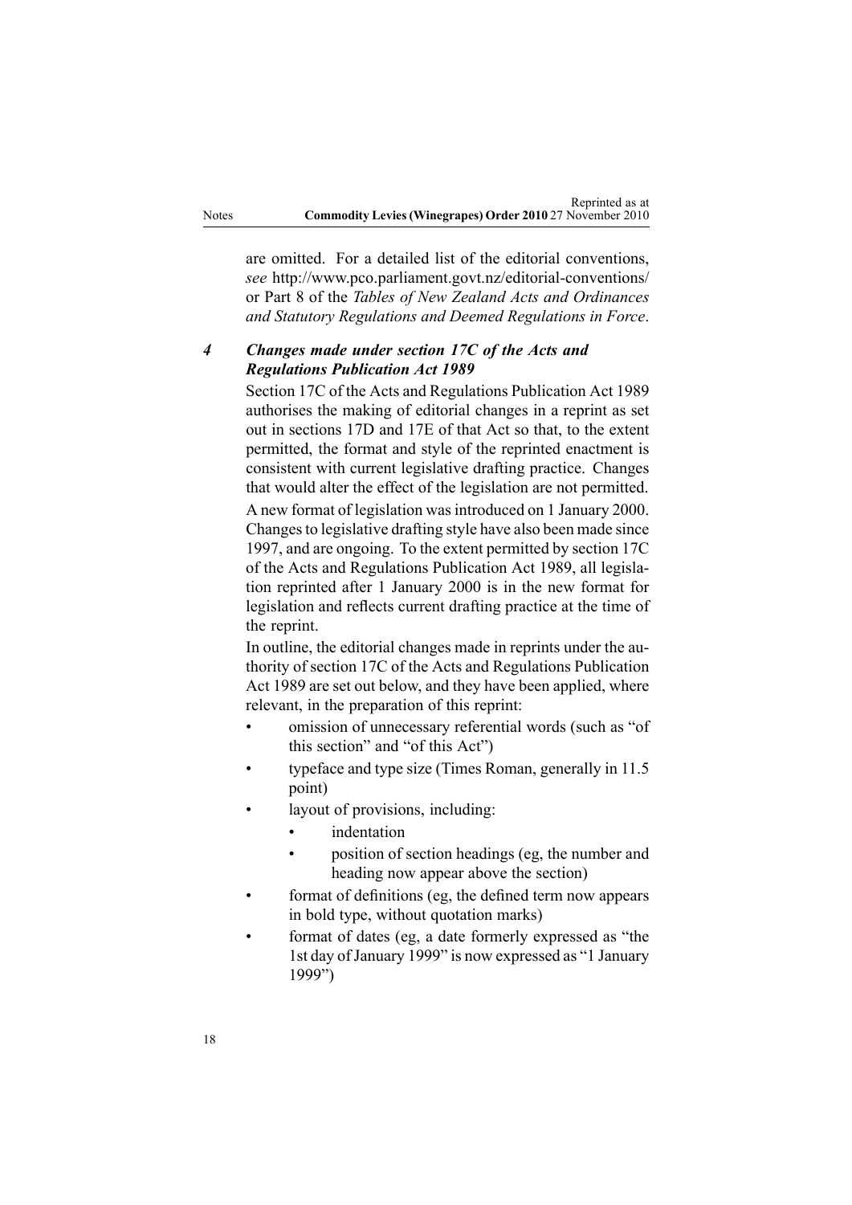are omitted. For a detailed list of the editorial conventions, *see* http://www.pco.parliament.govt.nz/editorial-conventions/ or Part 8 of the *Tables of New Zealand Acts and Ordinances and Statutory Regulations and Deemed Regulations in Force*.

### *4 Changes made under section 17C of the Acts and Regulations Publication Act 1989*

Section 17C of the Acts and Regulations Publication Act 1989 authorises the making of editorial changes in a reprint as set out in sections 17D and 17E of that Act so that, to the extent permitted, the format and style of the reprinted enactment is consistent with current legislative drafting practice. Changes that would alter the effect of the legislation are not permitted.

A new format of legislation was introduced on 1 January 2000. Changes to legislative drafting style have also been made since 1997, and are ongoing. To the extent permitted by section 17C of the Acts and Regulations Publication Act 1989, all legislation reprinted after 1 January 2000 is in the new format for legislation and reflects current drafting practice at the time of the reprint.

In outline, the editorial changes made in reprints under the authority of section 17C of the Acts and Regulations Publication Act 1989 are set out below, and they have been applied, where relevant, in the preparation of this reprint:

- omission of unnecessary referential words (such as "of this section" and "of this Act")
- typeface and type size (Times Roman, generally in 11.5 point)
- layout of provisions, including:
  - indentation
  - position of section headings (eg, the number and heading now appear above the section)
- format of definitions (eg, the defined term now appears in bold type, without quotation marks)
- format of dates (eg, a date formerly expressed as "the 1st day of January 1999" is now expressed as "1 January 1999")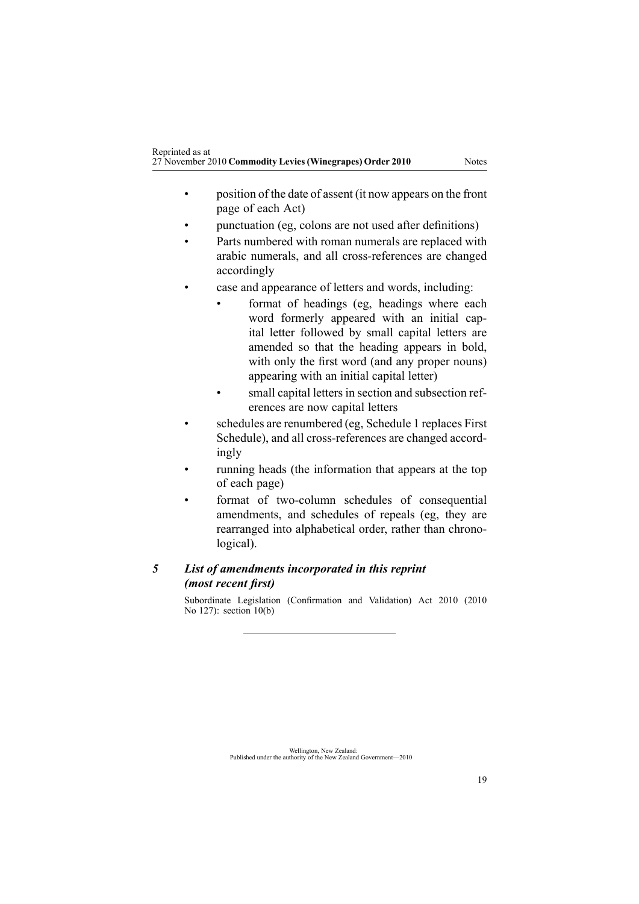- position of the date of assent (it now appears on the front page of each Act)
- punctuation (eg, colons are not used after definitions)
- Parts numbered with roman numerals are replaced with arabic numerals, and all cross-references are changed accordingly
- case and appearance of letters and words, including:
  - format of headings (eg, headings where each word formerly appeared with an initial capital letter followed by small capital letters are amended so that the heading appears in bold, with only the first word (and any proper nouns) appearing with an initial capital letter)
  - small capital letters in section and subsection references are now capital letters
- schedules are renumbered (eg, Schedule 1 replaces First Schedule), and all cross-references are changed accordingly
- running heads (the information that appears at the top of each page)
- format of two-column schedules of consequential amendments, and schedules of repeals (eg, they are rearranged into alphabetical order, rather than chronological).

### *5 List of amendments incorporated in this reprint (most recent first)*

Subordinate Legislation (Confirmation and Validation) Act 2010 (2010 No 127): section 10(b)

---

Wellington, New Zealand:
Published under the authority of the New Zealand Government—2010